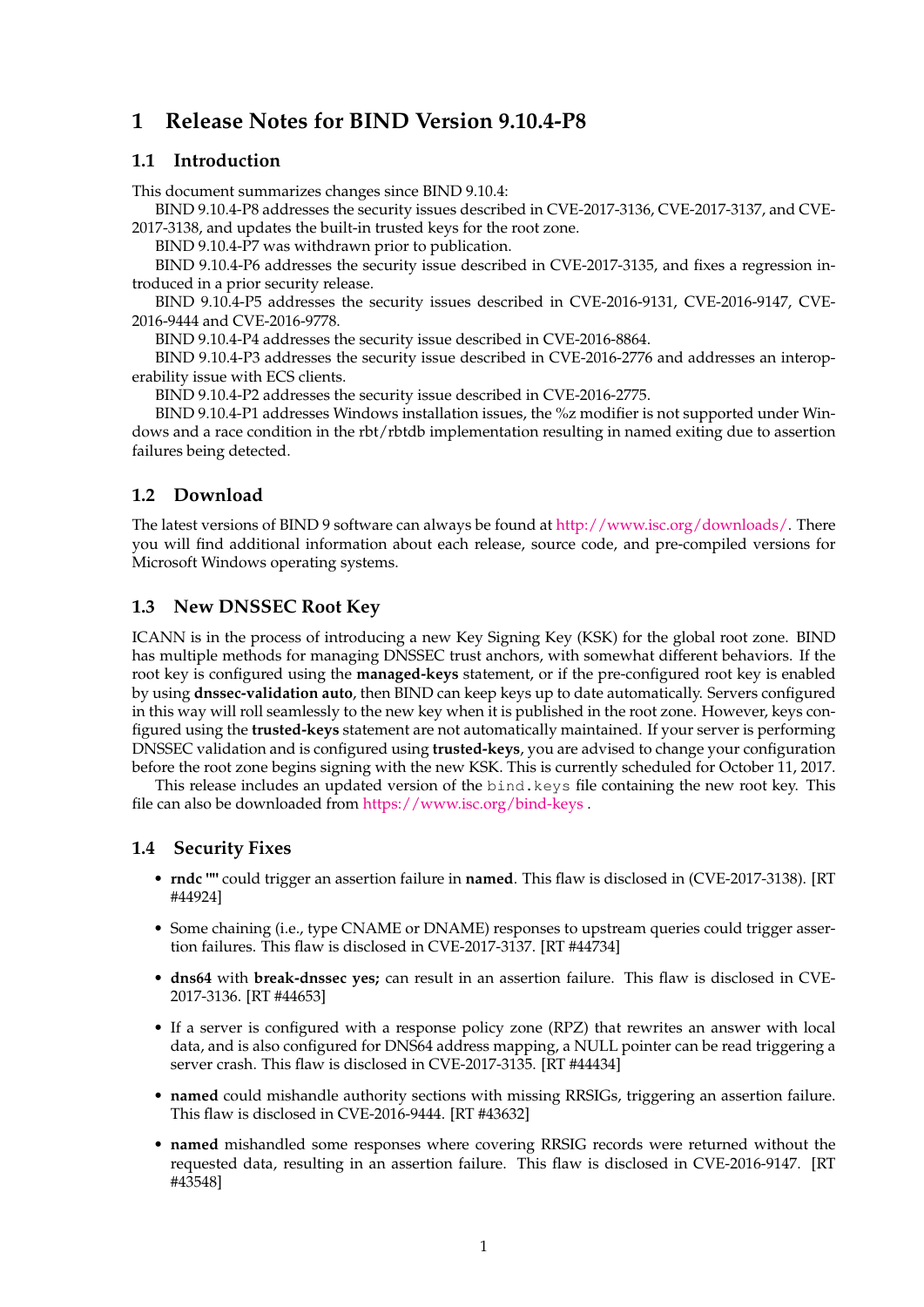# 1 Release Notes for BIND Version 9.10.4-P8

## 1.1 Introduction

This document summarizes changes since BIND 9.10.4:

BIND 9.10.4-P8 addresses the security issues described in CVE-2017-3136, CVE-2017-3137, and CVE-2017-3138, and updates the built-in trusted keys for the root zone.

BIND 9.10.4-P7 was withdrawn prior to publication.

BIND 9.10.4-P6 addresses the security issue described in CVE-2017-3135, and fixes a regression introduced in a prior security release.

BIND 9.10.4-P5 addresses the security issues described in CVE-2016-9131, CVE-2016-9147, CVE-2016-9444 and CVE-2016-9778.

BIND 9.10.4-P4 addresses the security issue described in CVE-2016-8864.

BIND 9.10.4-P3 addresses the security issue described in CVE-2016-2776 and addresses an interoperability issue with ECS clients.

BIND 9.10.4-P2 addresses the security issue described in CVE-2016-2775.

BIND 9.10.4-P1 addresses Windows installation issues, the %z modifier is not supported under Windows and a race condition in the rbt/rbtdb implementation resulting in named exiting due to assertion failures being detected.

## 1.2 Download

The latest versions of BIND 9 software can always be found at http://www.isc.org/downloads/. There you will find additional information about each release, source code, and pre-compiled versions for Microsoft Windows operating systems.

## 1.3 New DNSSEC Root Key

ICANN is in the process of introducing a new Key Signing Key (KSK) for the global root zone. BIND has multiple methods for managing DNSSEC trust anchors, with somewhat different behaviors. If the root key is configured using the **managed-keys** statement, or if the pre-configured root key is enabled by using **dnssec-validation auto**, then BIND can keep keys up to date automatically. Servers configured in this way will roll seamlessly to the new key when it is published in the root zone. However, keys configured using the **trusted-keys** statement are not automatically maintained. If your server is performing DNSSEC validation and is configured using **trusted-keys**, you are advised to change your configuration before the root zone begins signing with the new KSK. This is currently scheduled for October 11, 2017.

This release includes an updated version of the `bind.keys` file containing the new root key. This file can also be downloaded from https://www.isc.org/bind-keys .

## 1.4 Security Fixes

- **rndc ""** could trigger an assertion failure in **named**. This flaw is disclosed in (CVE-2017-3138). [RT #44924]
- Some chaining (i.e., type CNAME or DNAME) responses to upstream queries could trigger assertion failures. This flaw is disclosed in CVE-2017-3137. [RT #44734]
- **dns64** with **break-dnssec yes;** can result in an assertion failure. This flaw is disclosed in CVE-2017-3136. [RT #44653]
- If a server is configured with a response policy zone (RPZ) that rewrites an answer with local data, and is also configured for DNS64 address mapping, a NULL pointer can be read triggering a server crash. This flaw is disclosed in CVE-2017-3135. [RT #44434]
- **named** could mishandle authority sections with missing RRSIGs, triggering an assertion failure. This flaw is disclosed in CVE-2016-9444. [RT #43632]
- **named** mishandled some responses where covering RRSIG records were returned without the requested data, resulting in an assertion failure. This flaw is disclosed in CVE-2016-9147. [RT #43548]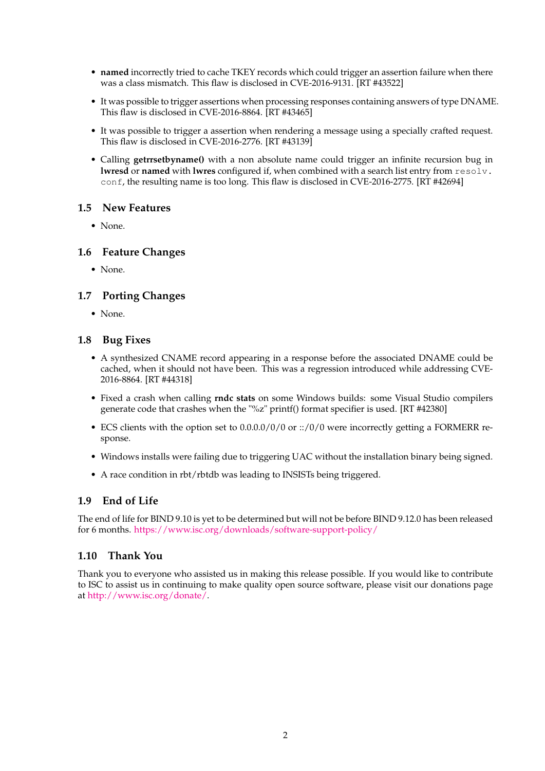- **named** incorrectly tried to cache TKEY records which could trigger an assertion failure when there was a class mismatch. This flaw is disclosed in CVE-2016-9131. [RT #43522]
- It was possible to trigger assertions when processing responses containing answers of type DNAME. This flaw is disclosed in CVE-2016-8864. [RT #43465]
- It was possible to trigger a assertion when rendering a message using a specially crafted request. This flaw is disclosed in CVE-2016-2776. [RT #43139]
- Calling **getrrsetbyname()** with a non absolute name could trigger an infinite recursion bug in **lwresd** or **named** with **lwres** configured if, when combined with a search list entry from `resolv.conf`, the resulting name is too long. This flaw is disclosed in CVE-2016-2775. [RT #42694]

## 1.5 New Features

- None.

## 1.6 Feature Changes

- None.

## 1.7 Porting Changes

- None.

## 1.8 Bug Fixes

- A synthesized CNAME record appearing in a response before the associated DNAME could be cached, when it should not have been. This was a regression introduced while addressing CVE-2016-8864. [RT #44318]
- Fixed a crash when calling **rndc stats** on some Windows builds: some Visual Studio compilers generate code that crashes when the "%z" printf() format specifier is used. [RT #42380]
- ECS clients with the option set to 0.0.0.0/0/0 or ::/0/0 were incorrectly getting a FORMERR response.
- Windows installs were failing due to triggering UAC without the installation binary being signed.
- A race condition in rbt/rbtdb was leading to INSISTs being triggered.

## 1.9 End of Life

The end of life for BIND 9.10 is yet to be determined but will not be before BIND 9.12.0 has been released for 6 months. https://www.isc.org/downloads/software-support-policy/

## 1.10 Thank You

Thank you to everyone who assisted us in making this release possible. If you would like to contribute to ISC to assist us in continuing to make quality open source software, please visit our donations page at http://www.isc.org/donate/.